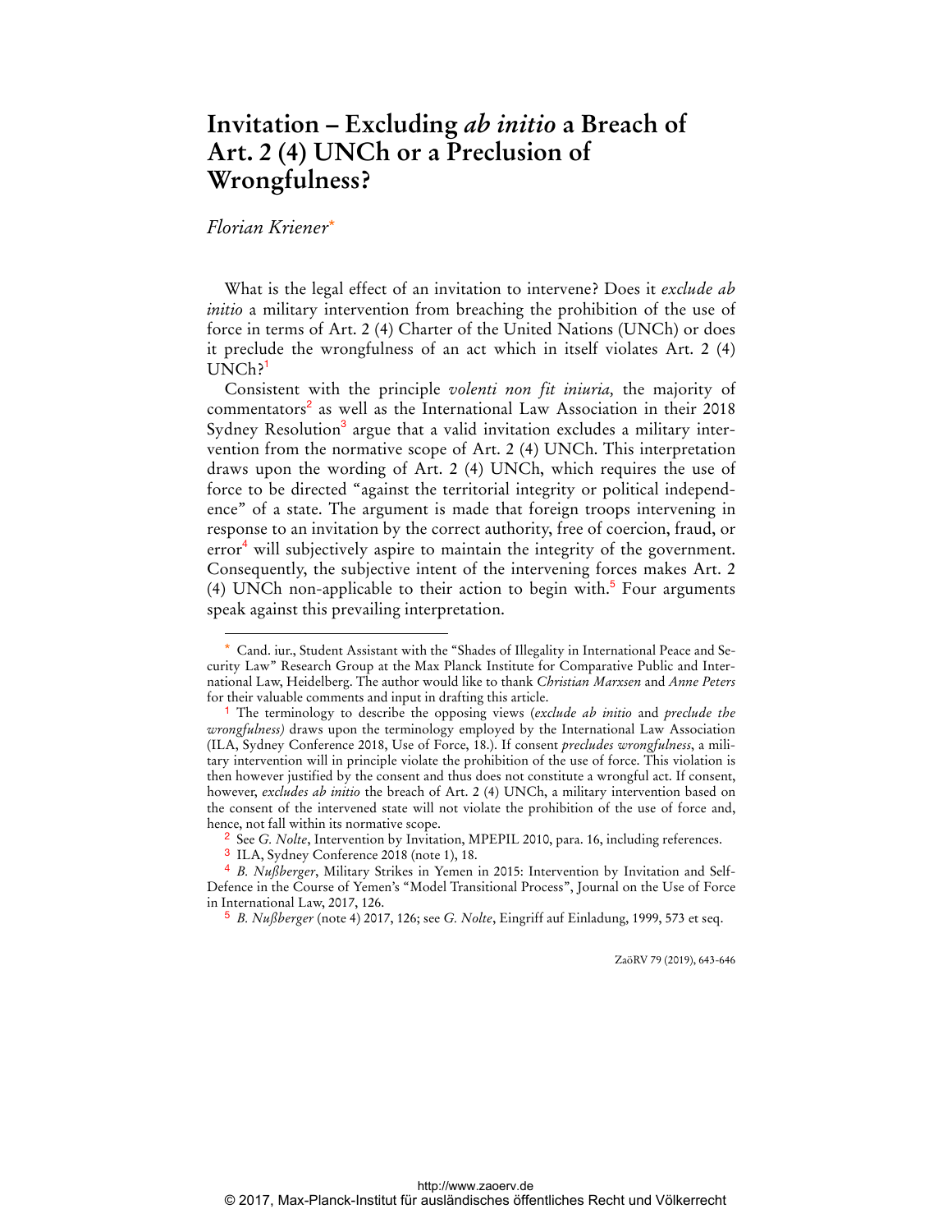# Invitation – Excluding *ab initio* a Breach of Art. 2 (4) UNCh or a Preclusion of Wrongfulness?

*Florian Kriener*[*]

What is the legal effect of an invitation to intervene? Does it *exclude ab initio* a military intervention from breaching the prohibition of the use of force in terms of Art. 2 (4) Charter of the United Nations (UNCh) or does it preclude the wrongfulness of an act which in itself violates Art. 2 (4) UNCh?[1]

Consistent with the principle *volenti non fit iniuria,* the majority of commentators[2] as well as the International Law Association in their 2018 Sydney Resolution[3] argue that a valid invitation excludes a military intervention from the normative scope of Art. 2 (4) UNCh. This interpretation draws upon the wording of Art. 2 (4) UNCh, which requires the use of force to be directed "against the territorial integrity or political independence" of a state. The argument is made that foreign troops intervening in response to an invitation by the correct authority, free of coercion, fraud, or error[4] will subjectively aspire to maintain the integrity of the government. Consequently, the subjective intent of the intervening forces makes Art. 2 (4) UNCh non-applicable to their action to begin with.[5] Four arguments speak against this prevailing interpretation.

---

[*] Cand. iur., Student Assistant with the "Shades of Illegality in International Peace and Security Law" Research Group at the Max Planck Institute for Comparative Public and International Law, Heidelberg. The author would like to thank *Christian Marxsen* and *Anne Peters* for their valuable comments and input in drafting this article.

[1] The terminology to describe the opposing views (*exclude ab initio* and *preclude the wrongfulness)* draws upon the terminology employed by the International Law Association (ILA, Sydney Conference 2018, Use of Force, 18.). If consent *precludes wrongfulness*, a military intervention will in principle violate the prohibition of the use of force. This violation is then however justified by the consent and thus does not constitute a wrongful act. If consent, however, *excludes ab initio* the breach of Art. 2 (4) UNCh, a military intervention based on the consent of the intervened state will not violate the prohibition of the use of force and, hence, not fall within its normative scope.

[2] See *G. Nolte*, Intervention by Invitation, MPEPIL 2010, para. 16, including references.

[3] ILA, Sydney Conference 2018 (note 1), 18.

[4] *B. Nußberger*, Military Strikes in Yemen in 2015: Intervention by Invitation and Self-Defence in the Course of Yemen's "Model Transitional Process", Journal on the Use of Force in International Law, 2017, 126.

[5] *B. Nußberger* (note 4) 2017, 126; see *G. Nolte*, Eingriff auf Einladung, 1999, 573 et seq.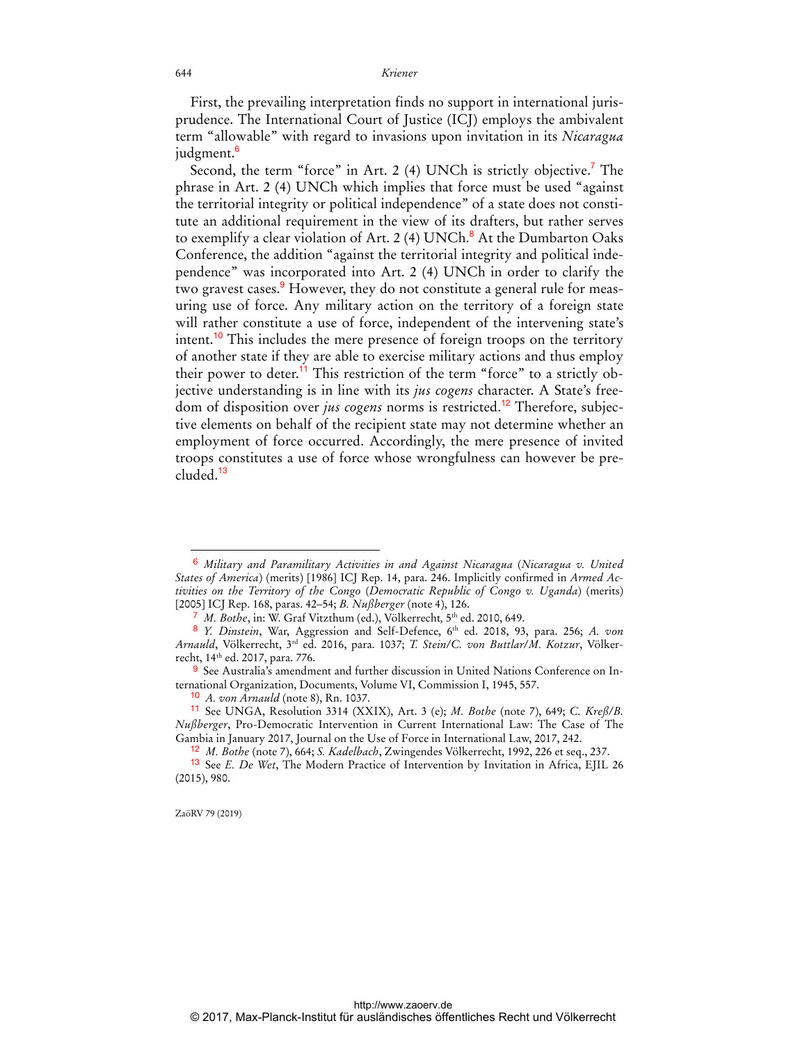First, the prevailing interpretation finds no support in international jurisprudence. The International Court of Justice (ICJ) employs the ambivalent term "allowable" with regard to invasions upon invitation in its *Nicaragua* judgment.[6]

Second, the term "force" in Art. 2 (4) UNCh is strictly objective.[7] The phrase in Art. 2 (4) UNCh which implies that force must be used "against the territorial integrity or political independence" of a state does not constitute an additional requirement in the view of its drafters, but rather serves to exemplify a clear violation of Art. 2 (4) UNCh.[8] At the Dumbarton Oaks Conference, the addition "against the territorial integrity and political independence" was incorporated into Art. 2 (4) UNCh in order to clarify the two gravest cases.[9] However, they do not constitute a general rule for measuring use of force. Any military action on the territory of a foreign state will rather constitute a use of force, independent of the intervening state's intent.[10] This includes the mere presence of foreign troops on the territory of another state if they are able to exercise military actions and thus employ their power to deter.[11] This restriction of the term "force" to a strictly objective understanding is in line with its *jus cogens* character. A State's freedom of disposition over *jus cogens* norms is restricted.[12] Therefore, subjective elements on behalf of the recipient state may not determine whether an employment of force occurred. Accordingly, the mere presence of invited troops constitutes a use of force whose wrongfulness can however be precluded.[13]

---

[6] *Military and Paramilitary Activities in and Against Nicaragua* (*Nicaragua v. United States of America*) (merits) [1986] ICJ Rep. 14, para. 246. Implicitly confirmed in *Armed Activities on the Territory of the Congo* (*Democratic Republic of Congo v. Uganda*) (merits) [2005] ICJ Rep. 168, paras. 42–54; *B. Nußberger* (note 4), 126.

[7] *M. Bothe*, in: W. Graf Vitzthum (ed.), Völkerrecht, 5th ed. 2010, 649.

[8] *Y. Dinstein*, War, Aggression and Self-Defence, 6th ed. 2018, 93, para. 256; *A. von Arnauld*, Völkerrecht, 3rd ed. 2016, para. 1037; *T. Stein/C. von Buttlar/M. Kotzur*, Völkerrecht, 14th ed. 2017, para. 776.

[9] See Australia's amendment and further discussion in United Nations Conference on International Organization, Documents, Volume VI, Commission I, 1945, 557.

[10] *A. von Arnauld* (note 8), Rn. 1037.

[11] See UNGA, Resolution 3314 (XXIX), Art. 3 (e); *M. Bothe* (note 7), 649; *C. Kreß/B. Nußberger*, Pro-Democratic Intervention in Current International Law: The Case of The Gambia in January 2017, Journal on the Use of Force in International Law, 2017, 242.

[12] *M. Bothe* (note 7), 664; *S. Kadelbach*, Zwingendes Völkerrecht, 1992, 226 et seq., 237.

[13] See *E. De Wet*, The Modern Practice of Intervention by Invitation in Africa, EJIL 26 (2015), 980.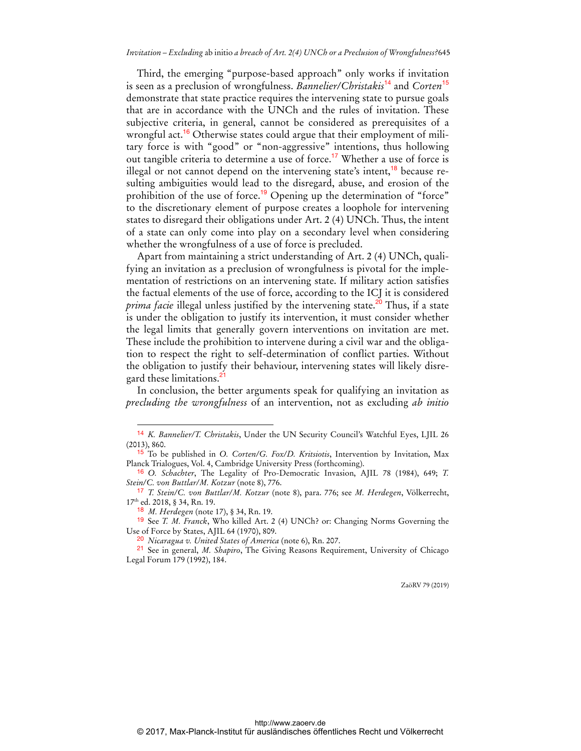Third, the emerging "purpose-based approach" only works if invitation is seen as a preclusion of wrongfulness. *Bannelier/Christakis*[14] and *Corten*[15] demonstrate that state practice requires the intervening state to pursue goals that are in accordance with the UNCh and the rules of invitation. These subjective criteria, in general, cannot be considered as prerequisites of a wrongful act.[16] Otherwise states could argue that their employment of military force is with "good" or "non-aggressive" intentions, thus hollowing out tangible criteria to determine a use of force.[17] Whether a use of force is illegal or not cannot depend on the intervening state's intent,[18] because resulting ambiguities would lead to the disregard, abuse, and erosion of the prohibition of the use of force.[19] Opening up the determination of "force" to the discretionary element of purpose creates a loophole for intervening states to disregard their obligations under Art. 2 (4) UNCh. Thus, the intent of a state can only come into play on a secondary level when considering whether the wrongfulness of a use of force is precluded.

Apart from maintaining a strict understanding of Art. 2 (4) UNCh, qualifying an invitation as a preclusion of wrongfulness is pivotal for the implementation of restrictions on an intervening state. If military action satisfies the factual elements of the use of force, according to the ICJ it is considered *prima facie* illegal unless justified by the intervening state.[20] Thus, if a state is under the obligation to justify its intervention, it must consider whether the legal limits that generally govern interventions on invitation are met. These include the prohibition to intervene during a civil war and the obligation to respect the right to self-determination of conflict parties. Without the obligation to justify their behaviour, intervening states will likely disregard these limitations.[21]

In conclusion, the better arguments speak for qualifying an invitation as *precluding the wrongfulness* of an intervention, not as excluding *ab initio*

---

[14] *K. Bannelier/T. Christakis*, Under the UN Security Council's Watchful Eyes, LJIL 26 (2013), 860.

[15] To be published in *O. Corten/G. Fox/D. Kritsiotis*, Intervention by Invitation, Max Planck Trialogues, Vol. 4, Cambridge University Press (forthcoming).

[16] *O. Schachter*, The Legality of Pro-Democratic Invasion, AJIL 78 (1984), 649; *T. Stein/C. von Buttlar/M. Kotzur* (note 8), 776.

[17] *T. Stein/C. von Buttlar/M. Kotzur* (note 8), para. 776; see *M. Herdegen*, Völkerrecht, 17th ed. 2018, § 34, Rn. 19.

[18] *M. Herdegen* (note 17), § 34, Rn. 19.

[19] See *T. M. Franck*, Who killed Art. 2 (4) UNCh? or: Changing Norms Governing the Use of Force by States, AJIL 64 (1970), 809.

[20] *Nicaragua v. United States of America* (note 6), Rn. 207.

[21] See in general, *M. Shapiro*, The Giving Reasons Requirement, University of Chicago Legal Forum 179 (1992), 184.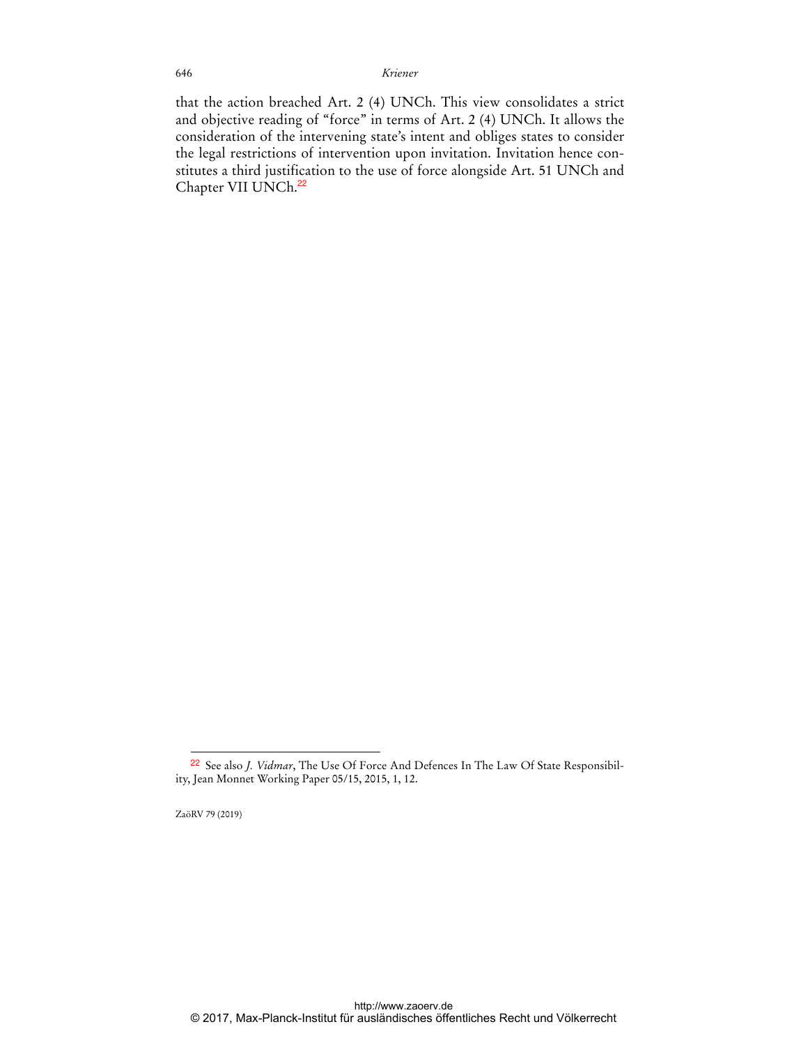that the action breached Art. 2 (4) UNCh. This view consolidates a strict and objective reading of "force" in terms of Art. 2 (4) UNCh. It allows the consideration of the intervening state's intent and obliges states to consider the legal restrictions of intervention upon invitation. Invitation hence constitutes a third justification to the use of force alongside Art. 51 UNCh and Chapter VII UNCh.[22]

---

[22] See also *J. Vidmar*, The Use Of Force And Defences In The Law Of State Responsibility, Jean Monnet Working Paper 05/15, 2015, 1, 12.